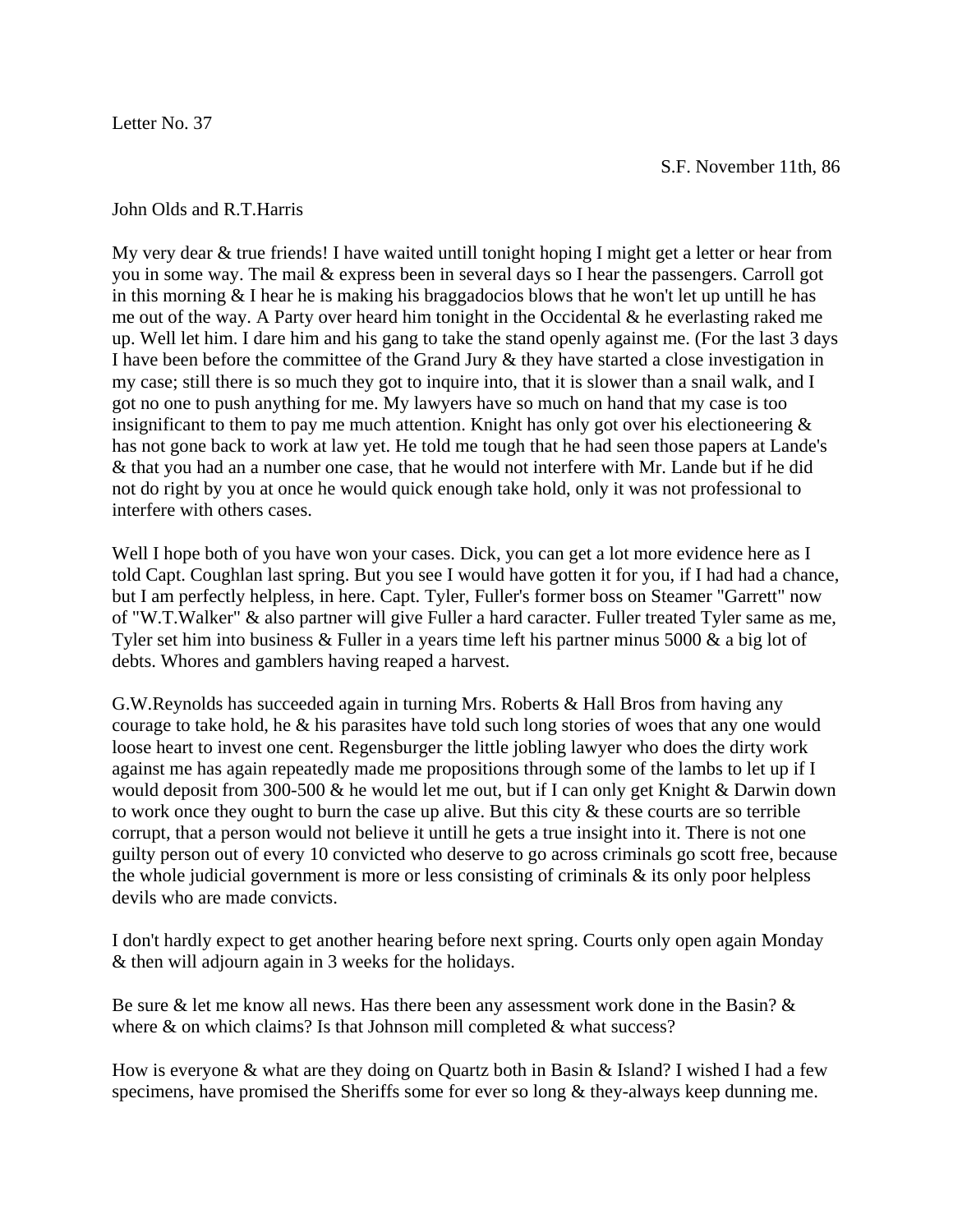Letter No. 37

S.F. November 11th, 86

John Olds and R.T.Harris

My very dear & true friends! I have waited untill tonight hoping I might get a letter or hear from you in some way. The mail & express been in several days so I hear the passengers. Carroll got in this morning & I hear he is making his braggadocios blows that he won't let up untill he has me out of the way. A Party over heard him tonight in the Occidental & he everlasting raked me up. Well let him. I dare him and his gang to take the stand openly against me. (For the last 3 days I have been before the committee of the Grand Jury & they have started a close investigation in my case; still there is so much they got to inquire into, that it is slower than a snail walk, and I got no one to push anything for me. My lawyers have so much on hand that my case is too insignificant to them to pay me much attention. Knight has only got over his electioneering & has not gone back to work at law yet. He told me tough that he had seen those papers at Lande's & that you had an a number one case, that he would not interfere with Mr. Lande but if he did not do right by you at once he would quick enough take hold, only it was not professional to interfere with others cases.

Well I hope both of you have won your cases. Dick, you can get a lot more evidence here as I told Capt. Coughlan last spring. But you see I would have gotten it for you, if I had had a chance, but I am perfectly helpless, in here. Capt. Tyler, Fuller's former boss on Steamer "Garrett" now of "W.T.Walker" & also partner will give Fuller a hard caracter. Fuller treated Tyler same as me, Tyler set him into business & Fuller in a years time left his partner minus 5000 & a big lot of debts. Whores and gamblers having reaped a harvest.

G.W.Reynolds has succeeded again in turning Mrs. Roberts & Hall Bros from having any courage to take hold, he & his parasites have told such long stories of woes that any one would loose heart to invest one cent. Regensburger the little jobling lawyer who does the dirty work against me has again repeatedly made me propositions through some of the lambs to let up if I would deposit from 300-500 & he would let me out, but if I can only get Knight & Darwin down to work once they ought to burn the case up alive. But this city & these courts are so terrible corrupt, that a person would not believe it untill he gets a true insight into it. There is not one guilty person out of every 10 convicted who deserve to go across criminals go scott free, because the whole judicial government is more or less consisting of criminals & its only poor helpless devils who are made convicts.

I don't hardly expect to get another hearing before next spring. Courts only open again Monday & then will adjourn again in 3 weeks for the holidays.

Be sure & let me know all news. Has there been any assessment work done in the Basin? & where & on which claims? Is that Johnson mill completed & what success?

How is everyone & what are they doing on Quartz both in Basin & Island? I wished I had a few specimens, have promised the Sheriffs some for ever so long & they-always keep dunning me.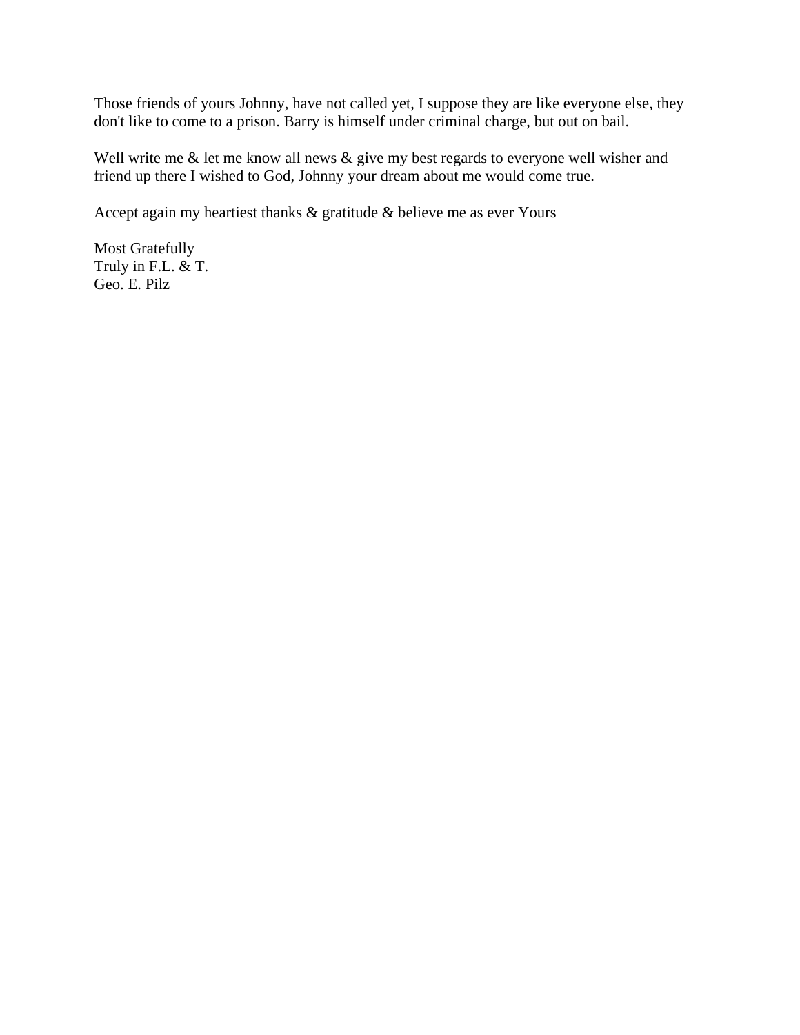Those friends of yours Johnny, have not called yet, I suppose they are like everyone else, they don't like to come to a prison. Barry is himself under criminal charge, but out on bail.

Well write me & let me know all news & give my best regards to everyone well wisher and friend up there I wished to God, Johnny your dream about me would come true.

Accept again my heartiest thanks & gratitude & believe me as ever Yours

Most Gratefully  
Truly in F.L. & T.  
Geo. E. Pilz